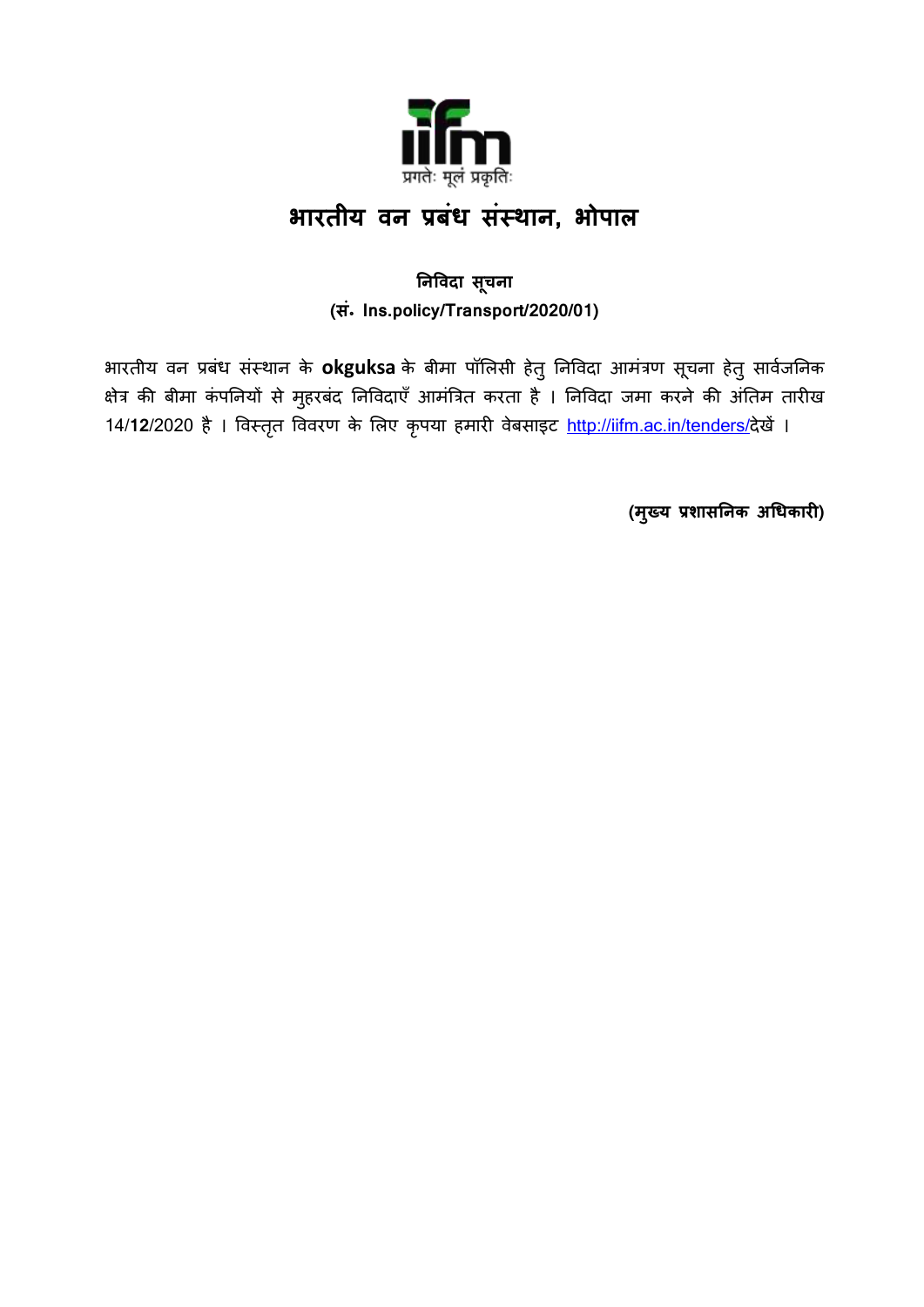प्रगतेः मूलं प्रकृतिः

# भारतीय वन प्रबंध संस्थान, भोपाल

**निविदा सूचना**

**(सं. Ins.policy/Transport/2020/01)**

भारतीय वन प्रबंध संस्थान के **okguksa** के बीमा पॉलिसी हेतु निविदा आमंत्रण सूचना हेतु सार्वजनिक क्षेत्र की बीमा कंपनियों से मुहरबंद निविदाएँ आमंत्रित करता है । निविदा जमा करने की अंतिम तारीख 14/**12**/2020 है । विस्तृत विवरण के लिए कृपया हमारी वेबसाइट http://iifm.ac.in/tenders/देखें ।

**(मुख्य प्रशासनिक अधिकारी)**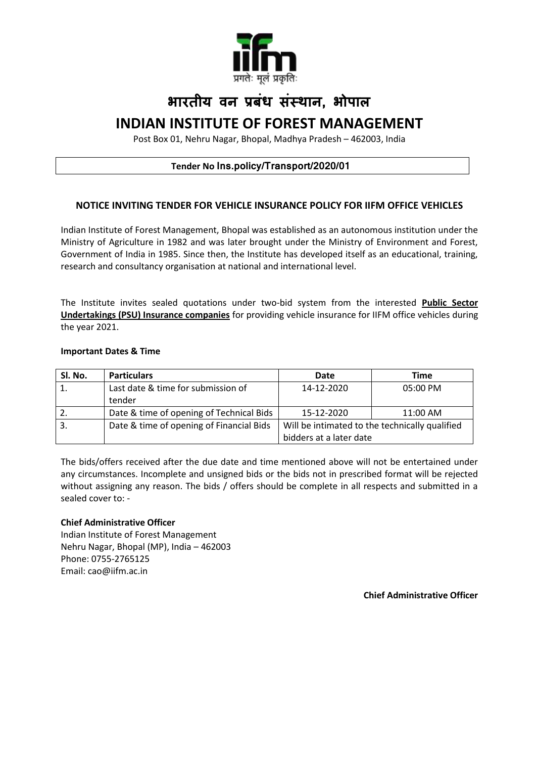# भारतीय वन प्रबंध संस्थान, भोपाल

# INDIAN INSTITUTE OF FOREST MANAGEMENT

Post Box 01, Nehru Nagar, Bhopal, Madhya Pradesh – 462003, India

**Tender No Ins.policy/Transport/2020/01**

### NOTICE INVITING TENDER FOR VEHICLE INSURANCE POLICY FOR IIFM OFFICE VEHICLES

Indian Institute of Forest Management, Bhopal was established as an autonomous institution under the Ministry of Agriculture in 1982 and was later brought under the Ministry of Environment and Forest, Government of India in 1985. Since then, the Institute has developed itself as an educational, training, research and consultancy organisation at national and international level.

The Institute invites sealed quotations under two-bid system from the interested **Public Sector Undertakings (PSU) Insurance companies** for providing vehicle insurance for IIFM office vehicles during the year 2021.

**Important Dates & Time**

| Sl. No. | Particulars | Date | Time |
|---|---|---|---|
| 1. | Last date & time for submission of tender | 14-12-2020 | 05:00 PM |
| 2. | Date & time of opening of Technical Bids | 15-12-2020 | 11:00 AM |
| 3. | Date & time of opening of Financial Bids | Will be intimated to the technically qualified bidders at a later date | |

The bids/offers received after the due date and time mentioned above will not be entertained under any circumstances. Incomplete and unsigned bids or the bids not in prescribed format will be rejected without assigning any reason. The bids / offers should be complete in all respects and submitted in a sealed cover to: -

**Chief Administrative Officer**
Indian Institute of Forest Management
Nehru Nagar, Bhopal (MP), India – 462003
Phone: 0755-2765125
Email: cao@iifm.ac.in

**Chief Administrative Officer**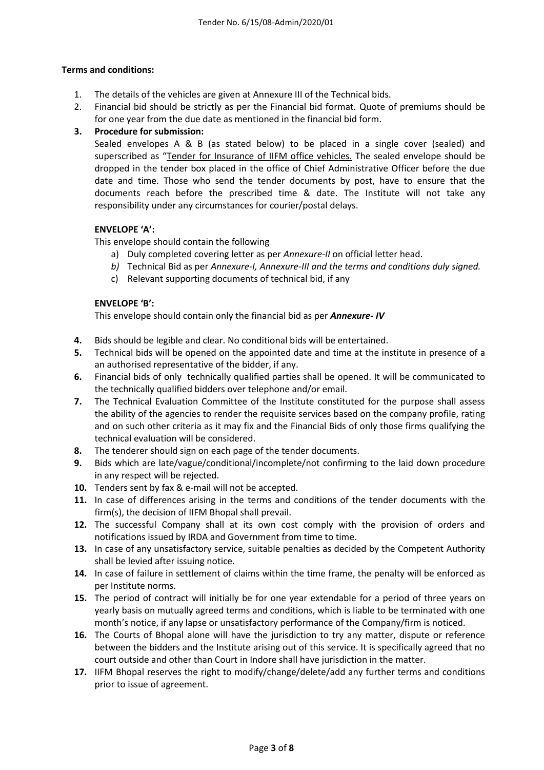**Terms and conditions:**

1. The details of the vehicles are given at Annexure III of the Technical bids.
2. Financial bid should be strictly as per the Financial bid format. Quote of premiums should be for one year from the due date as mentioned in the financial bid form.
3. **Procedure for submission:**

   Sealed envelopes A & B (as stated below) to be placed in a single cover (sealed) and superscribed as "<u>Tender for Insurance of IIFM office vehicles.</u> The sealed envelope should be dropped in the tender box placed in the office of Chief Administrative Officer before the due date and time. Those who send the tender documents by post, have to ensure that the documents reach before the prescribed time & date. The Institute will not take any responsibility under any circumstances for courier/postal delays.

   **ENVELOPE 'A':**

   This envelope should contain the following

   a) Duly completed covering letter as per *Annexure-II* on official letter head.
   b) Technical Bid as per *Annexure-I, Annexure-III and the terms and conditions duly signed.*
   c) Relevant supporting documents of technical bid, if any

   **ENVELOPE 'B':**

   This envelope should contain only the financial bid as per ***Annexure- IV***

4. Bids should be legible and clear. No conditional bids will be entertained.
5. Technical bids will be opened on the appointed date and time at the institute in presence of a an authorised representative of the bidder, if any.
6. Financial bids of only technically qualified parties shall be opened. It will be communicated to the technically qualified bidders over telephone and/or email.
7. The Technical Evaluation Committee of the Institute constituted for the purpose shall assess the ability of the agencies to render the requisite services based on the company profile, rating and on such other criteria as it may fix and the Financial Bids of only those firms qualifying the technical evaluation will be considered.
8. The tenderer should sign on each page of the tender documents.
9. Bids which are late/vague/conditional/incomplete/not confirming to the laid down procedure in any respect will be rejected.
10. Tenders sent by fax & e-mail will not be accepted.
11. In case of differences arising in the terms and conditions of the tender documents with the firm(s), the decision of IIFM Bhopal shall prevail.
12. The successful Company shall at its own cost comply with the provision of orders and notifications issued by IRDA and Government from time to time.
13. In case of any unsatisfactory service, suitable penalties as decided by the Competent Authority shall be levied after issuing notice.
14. In case of failure in settlement of claims within the time frame, the penalty will be enforced as per Institute norms.
15. The period of contract will initially be for one year extendable for a period of three years on yearly basis on mutually agreed terms and conditions, which is liable to be terminated with one month's notice, if any lapse or unsatisfactory performance of the Company/firm is noticed.
16. The Courts of Bhopal alone will have the jurisdiction to try any matter, dispute or reference between the bidders and the Institute arising out of this service. It is specifically agreed that no court outside and other than Court in Indore shall have jurisdiction in the matter.
17. IIFM Bhopal reserves the right to modify/change/delete/add any further terms and conditions prior to issue of agreement.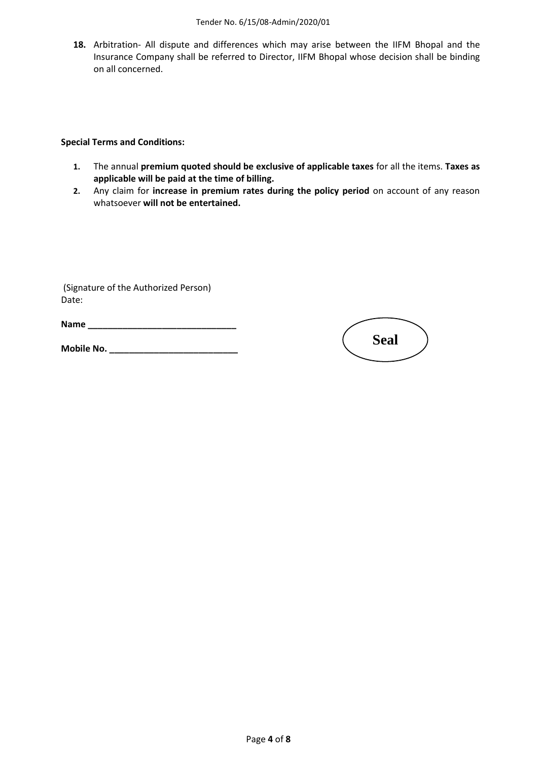18. Arbitration- All dispute and differences which may arise between the IIFM Bhopal and the Insurance Company shall be referred to Director, IIFM Bhopal whose decision shall be binding on all concerned.

**Special Terms and Conditions:**

1. The annual **premium quoted should be exclusive of applicable taxes** for all the items. **Taxes as applicable will be paid at the time of billing.**
2. Any claim for **increase in premium rates during the policy period** on account of any reason whatsoever **will not be entertained.**

(Signature of the Authorized Person)

Date:

**Name ______________________________**

**Mobile No. __________________________**

**Seal**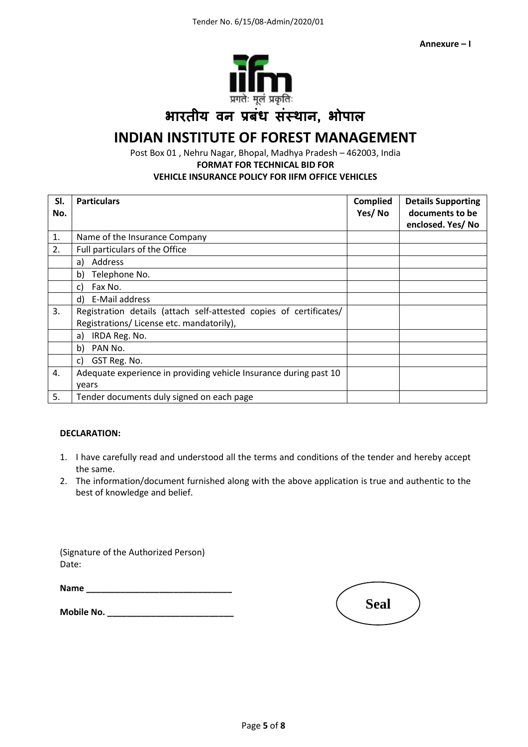Annexure – I

प्रगतेः मूलं प्रकृतिः

# भारतीय वन प्रबंध संस्थान, भोपाल

# INDIAN INSTITUTE OF FOREST MANAGEMENT

Post Box 01 , Nehru Nagar, Bhopal, Madhya Pradesh – 462003, India

**FORMAT FOR TECHNICAL BID FOR**

**VEHICLE INSURANCE POLICY FOR IIFM OFFICE VEHICLES**

| Sl. No. | Particulars | Complied Yes/ No | Details Supporting documents to be enclosed. Yes/ No |
|---|---|---|---|
| 1. | Name of the Insurance Company | | |
| 2. | Full particulars of the Office | | |
| | a) Address | | |
| | b) Telephone No. | | |
| | c) Fax No. | | |
| | d) E-Mail address | | |
| 3. | Registration details (attach self-attested copies of certificates/ Registrations/ License etc. mandatorily), | | |
| | a) IRDA Reg. No. | | |
| | b) PAN No. | | |
| | c) GST Reg. No. | | |
| 4. | Adequate experience in providing vehicle Insurance during past 10 years | | |
| 5. | Tender documents duly signed on each page | | |

**DECLARATION:**

1. I have carefully read and understood all the terms and conditions of the tender and hereby accept the same.
2. The information/document furnished along with the above application is true and authentic to the best of knowledge and belief.

(Signature of the Authorized Person)
Date:

**Name** ______________________________

**Mobile No.** __________________________

**Seal**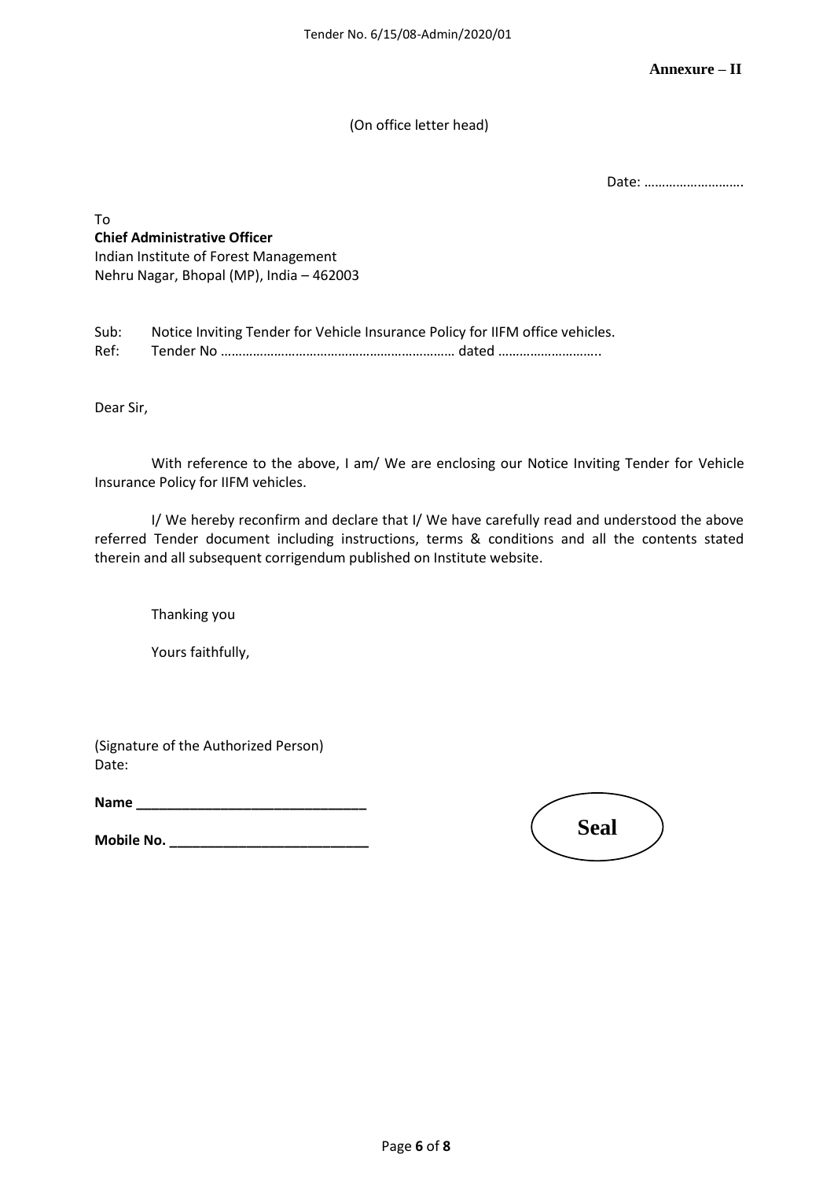**Annexure – II**

(On office letter head)

Date: ……………………….

To
**Chief Administrative Officer**
Indian Institute of Forest Management
Nehru Nagar, Bhopal (MP), India – 462003

Sub: Notice Inviting Tender for Vehicle Insurance Policy for IIFM office vehicles.
Ref: Tender No ………………………………………………………… dated ………………………..

Dear Sir,

With reference to the above, I am/ We are enclosing our Notice Inviting Tender for Vehicle Insurance Policy for IIFM vehicles.

I/ We hereby reconfirm and declare that I/ We have carefully read and understood the above referred Tender document including instructions, terms & conditions and all the contents stated therein and all subsequent corrigendum published on Institute website.

Thanking you

Yours faithfully,

(Signature of the Authorized Person)
Date:

**Name** ______________________________

**Mobile No.** __________________________

**Seal**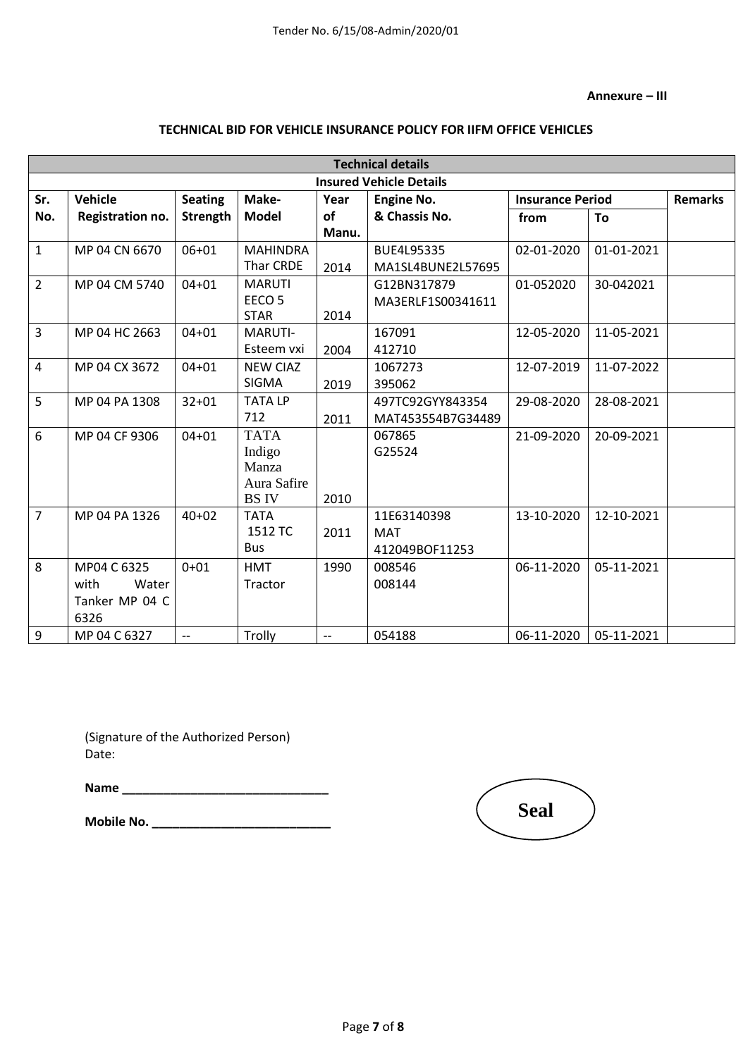**Annexure – III**

**TECHNICAL BID FOR VEHICLE INSURANCE POLICY FOR IIFM OFFICE VEHICLES**

| **Technical details** | | | | | | | | |
|---|---|---|---|---|---|---|---|---|
| **Insured Vehicle Details** | | | | | | | | |
| **Sr. No.** | **Vehicle Registration no.** | **Seating Strength** | **Make-Model** | **Year of Manu.** | **Engine No. & Chassis No.** | **Insurance Period** | | **Remarks** |
| | | | | | | **from** | **To** | |
| 1 | MP 04 CN 6670 | 06+01 | MAHINDRA Thar CRDE | 2014 | BUE4L95335 MA1SL4BUNE2L57695 | 02-01-2020 | 01-01-2021 | |
| 2 | MP 04 CM 5740 | 04+01 | MARUTI EECO 5 STAR | 2014 | G12BN317879 MA3ERLF1S00341611 | 01-052020 | 30-042021 | |
| 3 | MP 04 HC 2663 | 04+01 | MARUTI-Esteem vxi | 2004 | 167091 412710 | 12-05-2020 | 11-05-2021 | |
| 4 | MP 04 CX 3672 | 04+01 | NEW CIAZ SIGMA | 2019 | 1067273 395062 | 12-07-2019 | 11-07-2022 | |
| 5 | MP 04 PA 1308 | 32+01 | TATA LP 712 | 2011 | 497TC92GYY843354 MAT453554B7G34489 | 29-08-2020 | 28-08-2021 | |
| 6 | MP 04 CF 9306 | 04+01 | TATA Indigo Manza Aura Safire BS IV | 2010 | 067865 G25524 | 21-09-2020 | 20-09-2021 | |
| 7 | MP 04 PA 1326 | 40+02 | TATA 1512 TC Bus | 2011 | 11E63140398 MAT 412049BOF11253 | 13-10-2020 | 12-10-2021 | |
| 8 | MP04 C 6325 with Water Tanker MP 04 C 6326 | 0+01 | HMT Tractor | 1990 | 008546 008144 | 06-11-2020 | 05-11-2021 | |
| 9 | MP 04 C 6327 | -- | Trolly | -- | 054188 | 06-11-2020 | 05-11-2021 | |

(Signature of the Authorized Person)
Date:

**Name ______________________________**

**Mobile No. __________________________**

**Seal**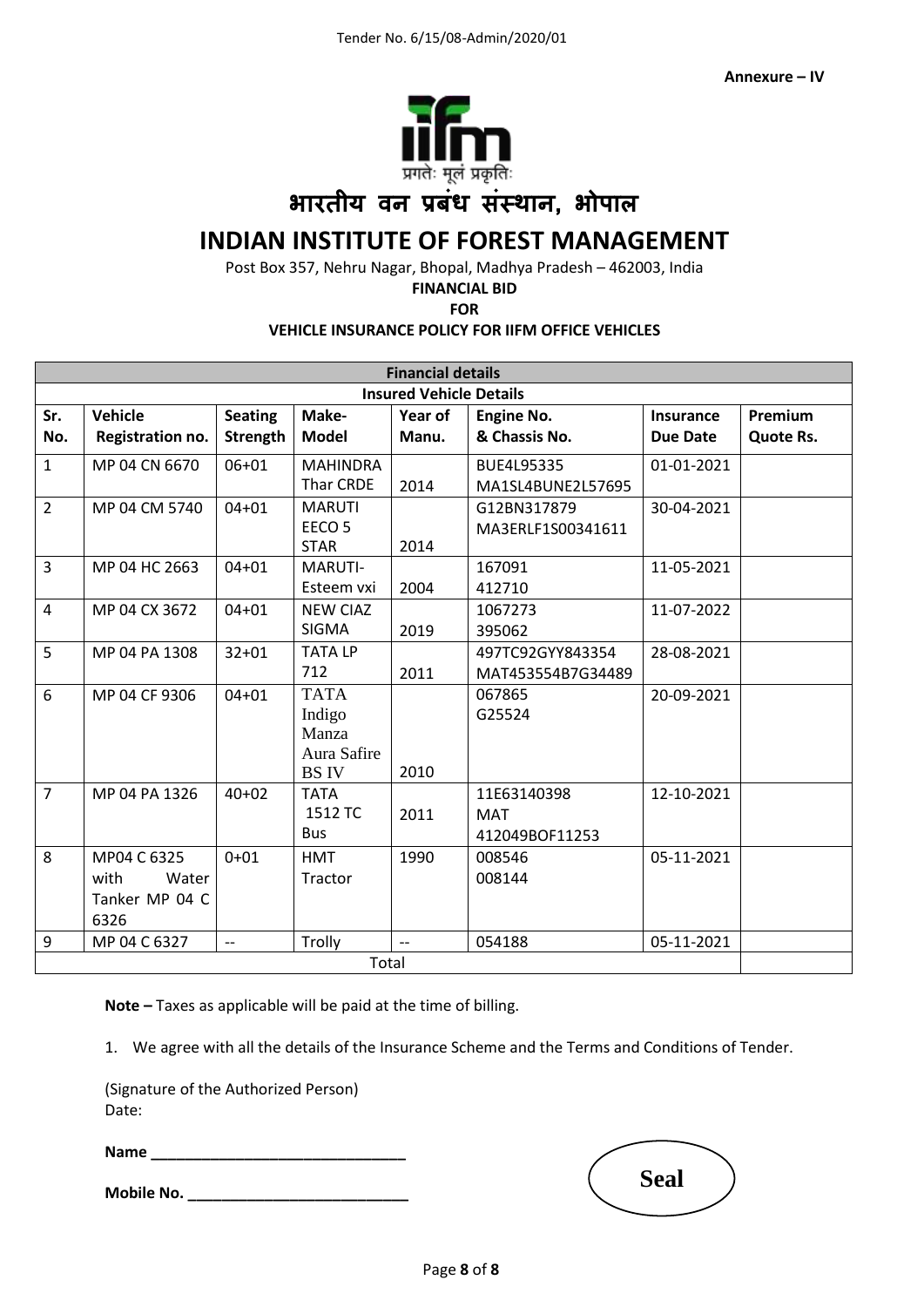Annexure – IV

प्रगतेः मूलं प्रकृतिः

# भारतीय वन प्रबंध संस्थान, भोपाल

# INDIAN INSTITUTE OF FOREST MANAGEMENT

Post Box 357, Nehru Nagar, Bhopal, Madhya Pradesh – 462003, India

**FINANCIAL BID**

**FOR**

**VEHICLE INSURANCE POLICY FOR IIFM OFFICE VEHICLES**

| Financial details | | | | | | | |
|---|---|---|---|---|---|---|---|
| Insured Vehicle Details | | | | | | | |
| **Sr. No.** | **Vehicle Registration no.** | **Seating Strength** | **Make-Model** | **Year of Manu.** | **Engine No. & Chassis No.** | **Insurance Due Date** | **Premium Quote Rs.** |
| 1 | MP 04 CN 6670 | 06+01 | MAHINDRA Thar CRDE | 2014 | BUE4L95335 MA1SL4BUNE2L57695 | 01-01-2021 | |
| 2 | MP 04 CM 5740 | 04+01 | MARUTI EECO 5 STAR | 2014 | G12BN317879 MA3ERLF1S00341611 | 30-04-2021 | |
| 3 | MP 04 HC 2663 | 04+01 | MARUTI-Esteem vxi | 2004 | 167091 412710 | 11-05-2021 | |
| 4 | MP 04 CX 3672 | 04+01 | NEW CIAZ SIGMA | 2019 | 1067273 395062 | 11-07-2022 | |
| 5 | MP 04 PA 1308 | 32+01 | TATA LP 712 | 2011 | 497TC92GYY843354 MAT453554B7G34489 | 28-08-2021 | |
| 6 | MP 04 CF 9306 | 04+01 | TATA Indigo Manza Aura Safire BS IV | 2010 | 067865 G25524 | 20-09-2021 | |
| 7 | MP 04 PA 1326 | 40+02 | TATA 1512 TC Bus | 2011 | 11E63140398 MAT 412049BOF11253 | 12-10-2021 | |
| 8 | MP04 C 6325 with Water Tanker MP 04 C 6326 | 0+01 | HMT Tractor | 1990 | 008546 008144 | 05-11-2021 | |
| 9 | MP 04 C 6327 | -- | Trolly | -- | 054188 | 05-11-2021 | |
| Total | | | | | | | |

**Note –** Taxes as applicable will be paid at the time of billing.

1. We agree with all the details of the Insurance Scheme and the Terms and Conditions of Tender.

(Signature of the Authorized Person)
Date:

**Name** ______________________________

**Mobile No.** __________________________

Seal